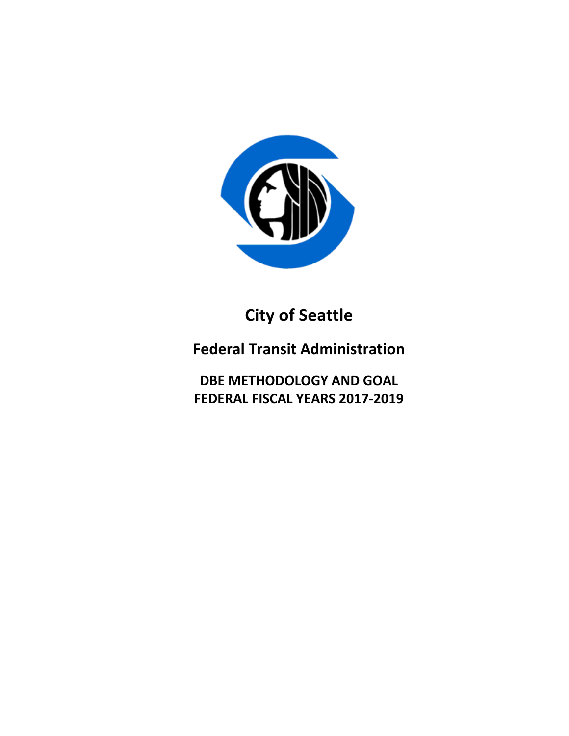# City of Seattle

## Federal Transit Administration

### DBE METHODOLOGY AND GOAL
### FEDERAL FISCAL YEARS 2017-2019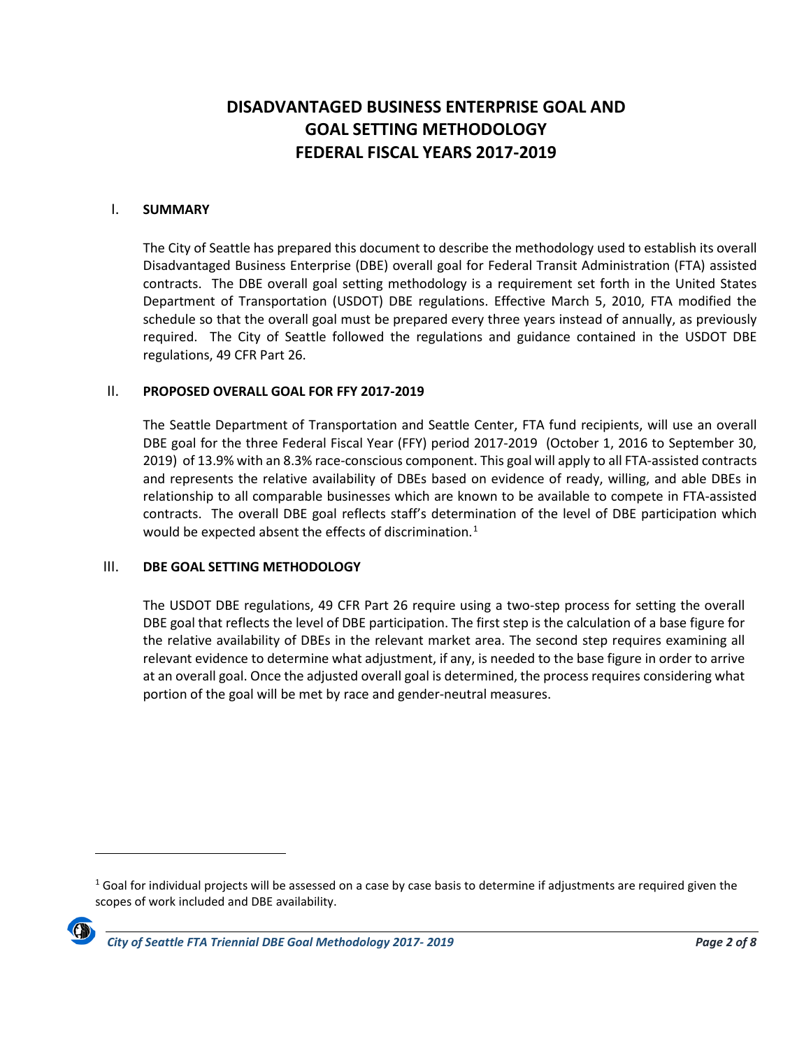# DISADVANTAGED BUSINESS ENTERPRISE GOAL AND GOAL SETTING METHODOLOGY FEDERAL FISCAL YEARS 2017-2019

## I. SUMMARY

The City of Seattle has prepared this document to describe the methodology used to establish its overall Disadvantaged Business Enterprise (DBE) overall goal for Federal Transit Administration (FTA) assisted contracts. The DBE overall goal setting methodology is a requirement set forth in the United States Department of Transportation (USDOT) DBE regulations. Effective March 5, 2010, FTA modified the schedule so that the overall goal must be prepared every three years instead of annually, as previously required. The City of Seattle followed the regulations and guidance contained in the USDOT DBE regulations, 49 CFR Part 26.

## II. PROPOSED OVERALL GOAL FOR FFY 2017-2019

The Seattle Department of Transportation and Seattle Center, FTA fund recipients, will use an overall DBE goal for the three Federal Fiscal Year (FFY) period 2017-2019 (October 1, 2016 to September 30, 2019) of 13.9% with an 8.3% race-conscious component. This goal will apply to all FTA-assisted contracts and represents the relative availability of DBEs based on evidence of ready, willing, and able DBEs in relationship to all comparable businesses which are known to be available to compete in FTA-assisted contracts. The overall DBE goal reflects staff's determination of the level of DBE participation which would be expected absent the effects of discrimination.[1]

## III. DBE GOAL SETTING METHODOLOGY

The USDOT DBE regulations, 49 CFR Part 26 require using a two-step process for setting the overall DBE goal that reflects the level of DBE participation. The first step is the calculation of a base figure for the relative availability of DBEs in the relevant market area. The second step requires examining all relevant evidence to determine what adjustment, if any, is needed to the base figure in order to arrive at an overall goal. Once the adjusted overall goal is determined, the process requires considering what portion of the goal will be met by race and gender-neutral measures.

---

[1] Goal for individual projects will be assessed on a case by case basis to determine if adjustments are required given the scopes of work included and DBE availability.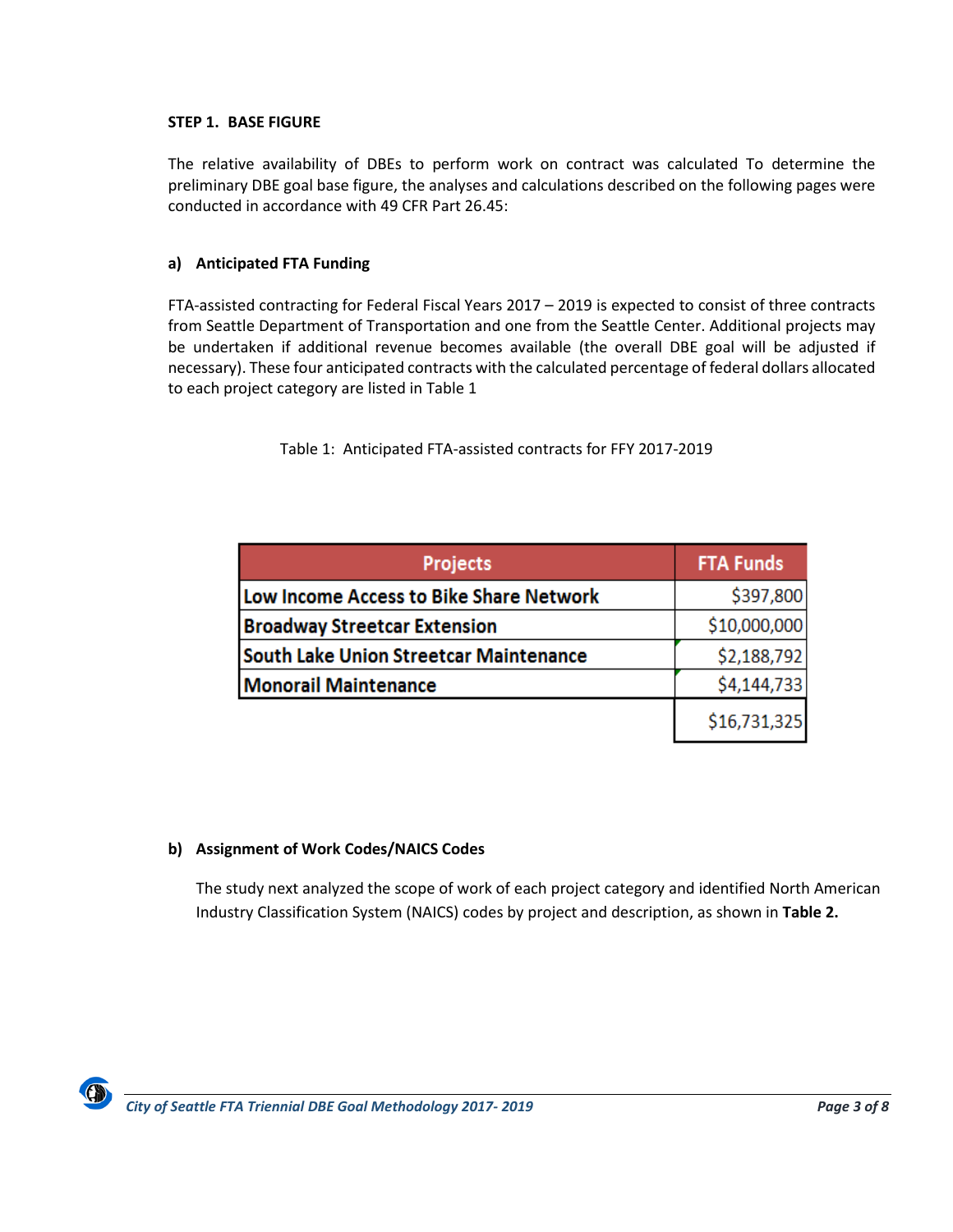**STEP 1. BASE FIGURE**

The relative availability of DBEs to perform work on contract was calculated To determine the preliminary DBE goal base figure, the analyses and calculations described on the following pages were conducted in accordance with 49 CFR Part 26.45:

**a) Anticipated FTA Funding**

FTA-assisted contracting for Federal Fiscal Years 2017 – 2019 is expected to consist of three contracts from Seattle Department of Transportation and one from the Seattle Center. Additional projects may be undertaken if additional revenue becomes available (the overall DBE goal will be adjusted if necessary). These four anticipated contracts with the calculated percentage of federal dollars allocated to each project category are listed in Table 1

Table 1: Anticipated FTA-assisted contracts for FFY 2017-2019

| Projects | FTA Funds |
|---|---|
| Low Income Access to Bike Share Network | $397,800 |
| Broadway Streetcar Extension | $10,000,000 |
| South Lake Union Streetcar Maintenance | $2,188,792 |
| Monorail Maintenance | $4,144,733 |
| | $16,731,325 |

**b) Assignment of Work Codes/NAICS Codes**

The study next analyzed the scope of work of each project category and identified North American Industry Classification System (NAICS) codes by project and description, as shown in **Table 2.**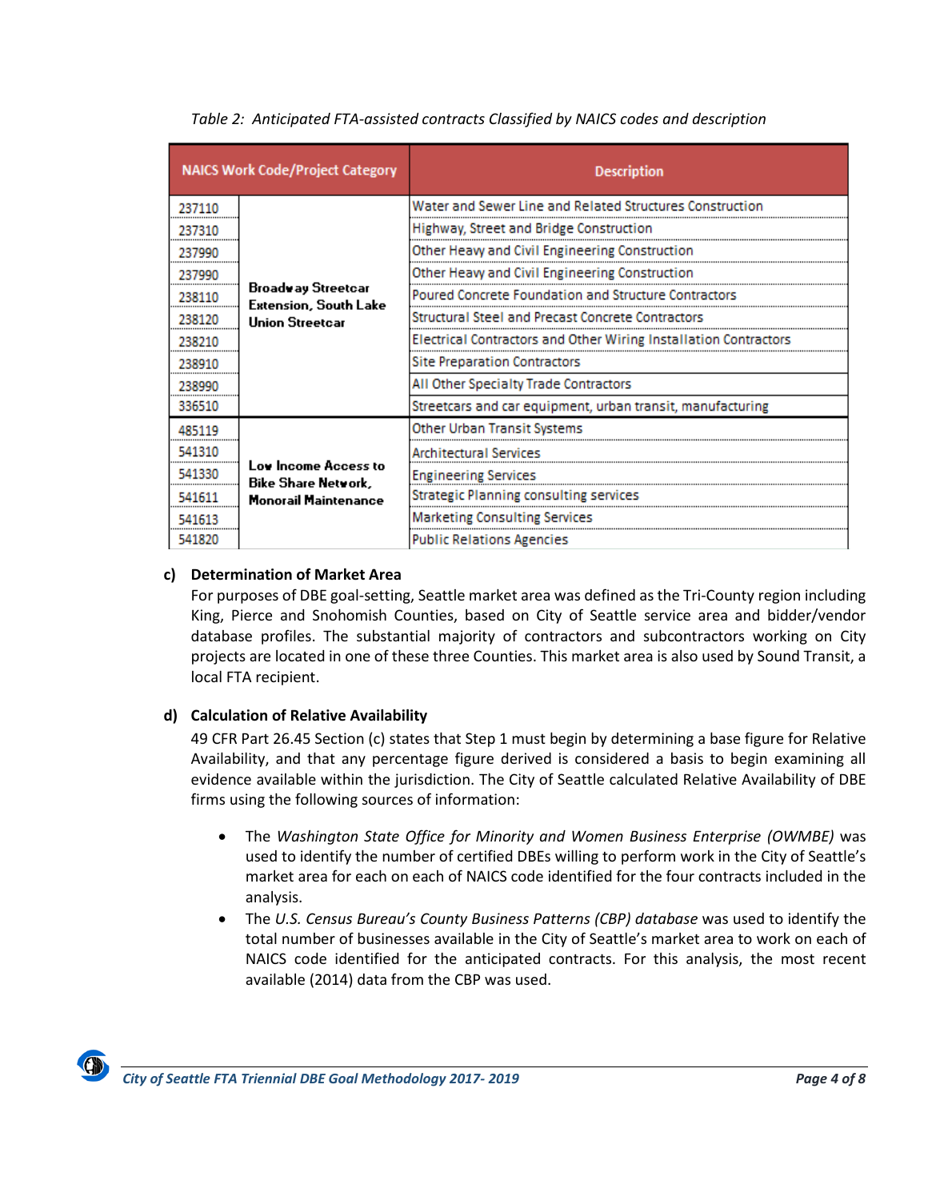*Table 2: Anticipated FTA-assisted contracts Classified by NAICS codes and description*

| NAICS Work Code/Project Category | | Description |
|---|---|---|
| 237110 | Broadway Streetcar Extension, South Lake Union Streetcar | Water and Sewer Line and Related Structures Construction |
| 237310 | | Highway, Street and Bridge Construction |
| 237990 | | Other Heavy and Civil Engineering Construction |
| 237990 | | Other Heavy and Civil Engineering Construction |
| 238110 | | Poured Concrete Foundation and Structure Contractors |
| 238120 | | Structural Steel and Precast Concrete Contractors |
| 238210 | | Electrical Contractors and Other Wiring Installation Contractors |
| 238910 | | Site Preparation Contractors |
| 238990 | | All Other Specialty Trade Contractors |
| 336510 | | Streetcars and car equipment, urban transit, manufacturing |
| 485119 | Low Income Access to Bike Share Network, Monorail Maintenance | Other Urban Transit Systems |
| 541310 | | Architectural Services |
| 541330 | | Engineering Services |
| 541611 | | Strategic Planning consulting services |
| 541613 | | Marketing Consulting Services |
| 541820 | | Public Relations Agencies |

**c) Determination of Market Area**

For purposes of DBE goal-setting, Seattle market area was defined as the Tri-County region including King, Pierce and Snohomish Counties, based on City of Seattle service area and bidder/vendor database profiles. The substantial majority of contractors and subcontractors working on City projects are located in one of these three Counties. This market area is also used by Sound Transit, a local FTA recipient.

**d) Calculation of Relative Availability**

49 CFR Part 26.45 Section (c) states that Step 1 must begin by determining a base figure for Relative Availability, and that any percentage figure derived is considered a basis to begin examining all evidence available within the jurisdiction. The City of Seattle calculated Relative Availability of DBE firms using the following sources of information:

- The *Washington State Office for Minority and Women Business Enterprise (OWMBE)* was used to identify the number of certified DBEs willing to perform work in the City of Seattle's market area for each on each of NAICS code identified for the four contracts included in the analysis.
- The *U.S. Census Bureau's County Business Patterns (CBP) database* was used to identify the total number of businesses available in the City of Seattle's market area to work on each of NAICS code identified for the anticipated contracts. For this analysis, the most recent available (2014) data from the CBP was used.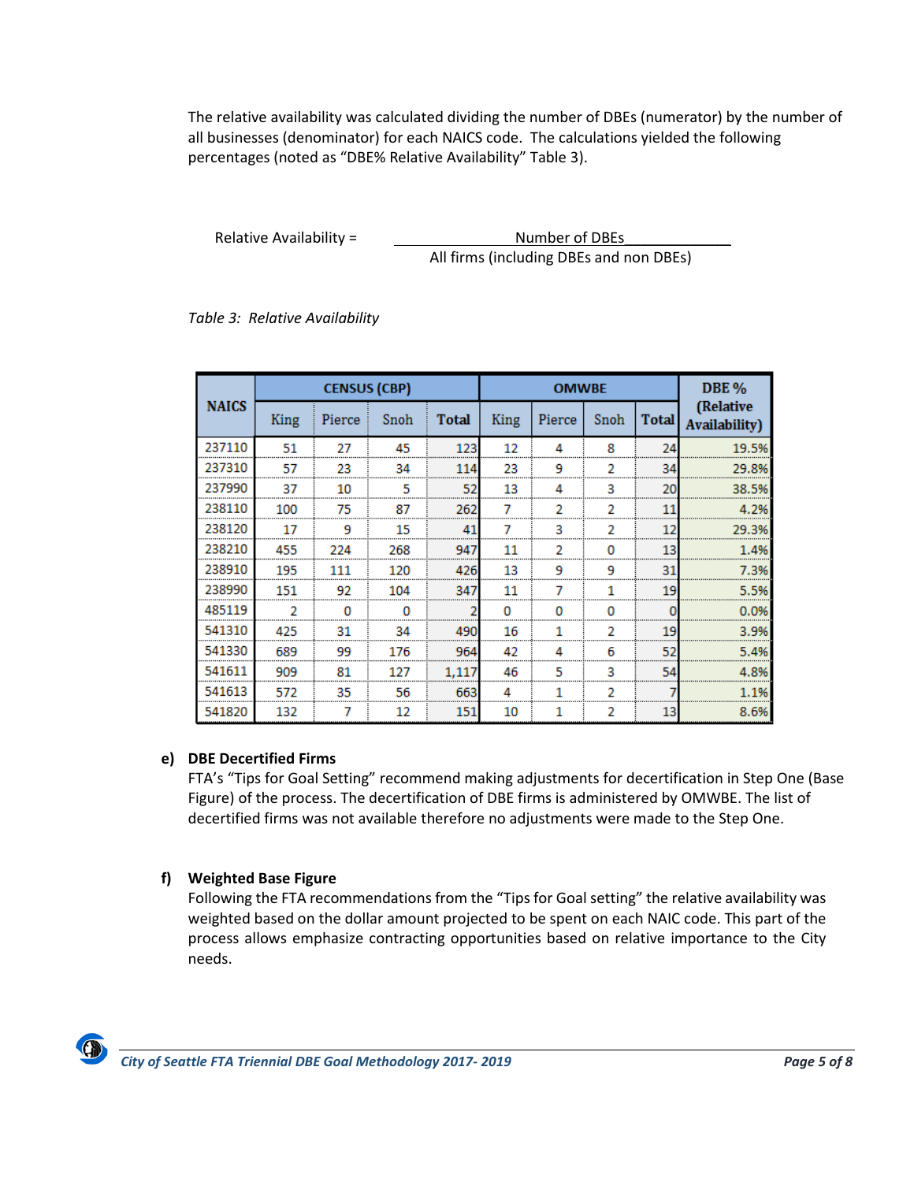The relative availability was calculated dividing the number of DBEs (numerator) by the number of all businesses (denominator) for each NAICS code. The calculations yielded the following percentages (noted as "DBE% Relative Availability" Table 3).

$$\text{Relative Availability} = \frac{\text{Number of DBEs}}{\text{All firms (including DBEs and non DBEs)}}$$

*Table 3: Relative Availability*

| NAICS | CENSUS (CBP) | | | | OMWBE | | | | DBE % (Relative Availability) |
|---|---|---|---|---|---|---|---|---|---|
| | King | Pierce | Snoh | Total | King | Pierce | Snoh | Total | |
| 237110 | 51 | 27 | 45 | 123 | 12 | 4 | 8 | 24 | 19.5% |
| 237310 | 57 | 23 | 34 | 114 | 23 | 9 | 2 | 34 | 29.8% |
| 237990 | 37 | 10 | 5 | 52 | 13 | 4 | 3 | 20 | 38.5% |
| 238110 | 100 | 75 | 87 | 262 | 7 | 2 | 2 | 11 | 4.2% |
| 238120 | 17 | 9 | 15 | 41 | 7 | 3 | 2 | 12 | 29.3% |
| 238210 | 455 | 224 | 268 | 947 | 11 | 2 | 0 | 13 | 1.4% |
| 238910 | 195 | 111 | 120 | 426 | 13 | 9 | 9 | 31 | 7.3% |
| 238990 | 151 | 92 | 104 | 347 | 11 | 7 | 1 | 19 | 5.5% |
| 485119 | 2 | 0 | 0 | 2 | 0 | 0 | 0 | 0 | 0.0% |
| 541310 | 425 | 31 | 34 | 490 | 16 | 1 | 2 | 19 | 3.9% |
| 541330 | 689 | 99 | 176 | 964 | 42 | 4 | 6 | 52 | 5.4% |
| 541611 | 909 | 81 | 127 | 1,117 | 46 | 5 | 3 | 54 | 4.8% |
| 541613 | 572 | 35 | 56 | 663 | 4 | 1 | 2 | 7 | 1.1% |
| 541820 | 132 | 7 | 12 | 151 | 10 | 1 | 2 | 13 | 8.6% |

**e) DBE Decertified Firms**

FTA's "Tips for Goal Setting" recommend making adjustments for decertification in Step One (Base Figure) of the process. The decertification of DBE firms is administered by OMWBE. The list of decertified firms was not available therefore no adjustments were made to the Step One.

**f) Weighted Base Figure**

Following the FTA recommendations from the "Tips for Goal setting" the relative availability was weighted based on the dollar amount projected to be spent on each NAIC code. This part of the process allows emphasize contracting opportunities based on relative importance to the City needs.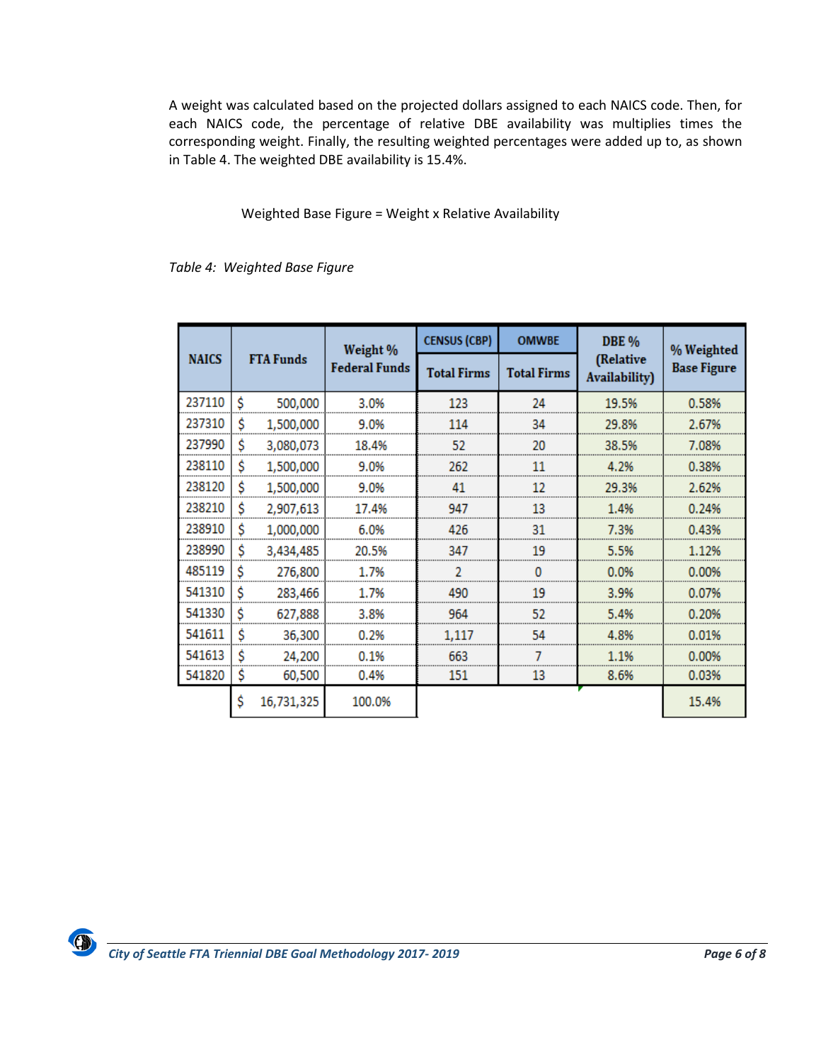A weight was calculated based on the projected dollars assigned to each NAICS code. Then, for each NAICS code, the percentage of relative DBE availability was multiplies times the corresponding weight. Finally, the resulting weighted percentages were added up to, as shown in Table 4. The weighted DBE availability is 15.4%.

Weighted Base Figure = Weight x Relative Availability

*Table 4: Weighted Base Figure*

| NAICS | FTA Funds | Weight % Federal Funds | CENSUS (CBP) | OMWBE | DBE % (Relative Availability) | % Weighted Base Figure |
|---|---|---|---|---|---|---|
| | | | Total Firms | Total Firms | | |
| 237110 | $ 500,000 | 3.0% | 123 | 24 | 19.5% | 0.58% |
| 237310 | $ 1,500,000 | 9.0% | 114 | 34 | 29.8% | 2.67% |
| 237990 | $ 3,080,073 | 18.4% | 52 | 20 | 38.5% | 7.08% |
| 238110 | $ 1,500,000 | 9.0% | 262 | 11 | 4.2% | 0.38% |
| 238120 | $ 1,500,000 | 9.0% | 41 | 12 | 29.3% | 2.62% |
| 238210 | $ 2,907,613 | 17.4% | 947 | 13 | 1.4% | 0.24% |
| 238910 | $ 1,000,000 | 6.0% | 426 | 31 | 7.3% | 0.43% |
| 238990 | $ 3,434,485 | 20.5% | 347 | 19 | 5.5% | 1.12% |
| 485119 | $ 276,800 | 1.7% | 2 | 0 | 0.0% | 0.00% |
| 541310 | $ 283,466 | 1.7% | 490 | 19 | 3.9% | 0.07% |
| 541330 | $ 627,888 | 3.8% | 964 | 52 | 5.4% | 0.20% |
| 541611 | $ 36,300 | 0.2% | 1,117 | 54 | 4.8% | 0.01% |
| 541613 | $ 24,200 | 0.1% | 663 | 7 | 1.1% | 0.00% |
| 541820 | $ 60,500 | 0.4% | 151 | 13 | 8.6% | 0.03% |
| | $ 16,731,325 | 100.0% | | | | 15.4% |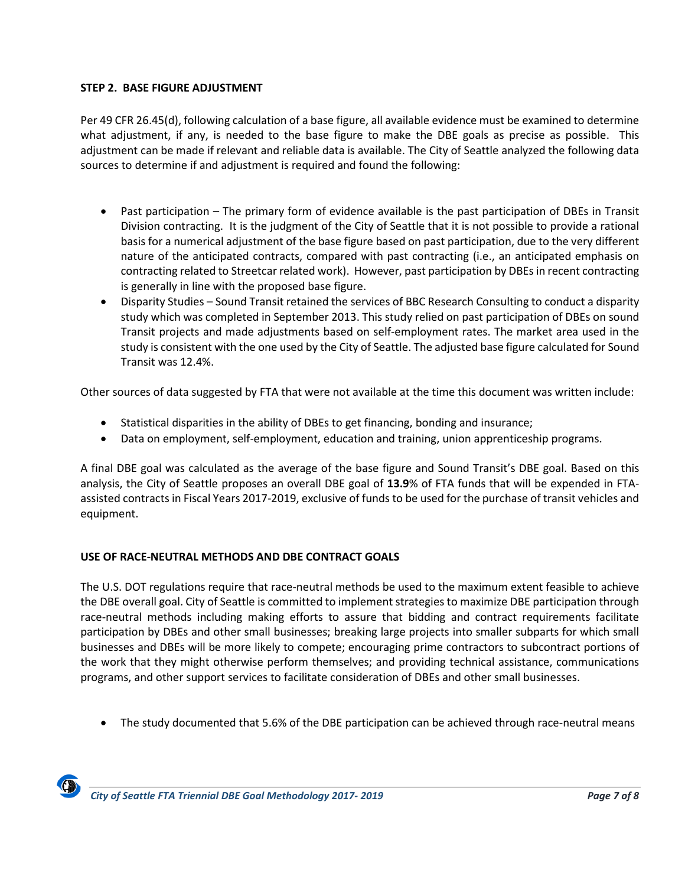**STEP 2. BASE FIGURE ADJUSTMENT**

Per 49 CFR 26.45(d), following calculation of a base figure, all available evidence must be examined to determine what adjustment, if any, is needed to the base figure to make the DBE goals as precise as possible. This adjustment can be made if relevant and reliable data is available. The City of Seattle analyzed the following data sources to determine if and adjustment is required and found the following:

- Past participation – The primary form of evidence available is the past participation of DBEs in Transit Division contracting. It is the judgment of the City of Seattle that it is not possible to provide a rational basis for a numerical adjustment of the base figure based on past participation, due to the very different nature of the anticipated contracts, compared with past contracting (i.e., an anticipated emphasis on contracting related to Streetcar related work). However, past participation by DBEs in recent contracting is generally in line with the proposed base figure.
- Disparity Studies – Sound Transit retained the services of BBC Research Consulting to conduct a disparity study which was completed in September 2013. This study relied on past participation of DBEs on sound Transit projects and made adjustments based on self-employment rates. The market area used in the study is consistent with the one used by the City of Seattle. The adjusted base figure calculated for Sound Transit was 12.4%.

Other sources of data suggested by FTA that were not available at the time this document was written include:

- Statistical disparities in the ability of DBEs to get financing, bonding and insurance;
- Data on employment, self-employment, education and training, union apprenticeship programs.

A final DBE goal was calculated as the average of the base figure and Sound Transit's DBE goal. Based on this analysis, the City of Seattle proposes an overall DBE goal of **13.9**% of FTA funds that will be expended in FTA-assisted contracts in Fiscal Years 2017-2019, exclusive of funds to be used for the purchase of transit vehicles and equipment.

**USE OF RACE-NEUTRAL METHODS AND DBE CONTRACT GOALS**

The U.S. DOT regulations require that race-neutral methods be used to the maximum extent feasible to achieve the DBE overall goal. City of Seattle is committed to implement strategies to maximize DBE participation through race-neutral methods including making efforts to assure that bidding and contract requirements facilitate participation by DBEs and other small businesses; breaking large projects into smaller subparts for which small businesses and DBEs will be more likely to compete; encouraging prime contractors to subcontract portions of the work that they might otherwise perform themselves; and providing technical assistance, communications programs, and other support services to facilitate consideration of DBEs and other small businesses.

- The study documented that 5.6% of the DBE participation can be achieved through race-neutral means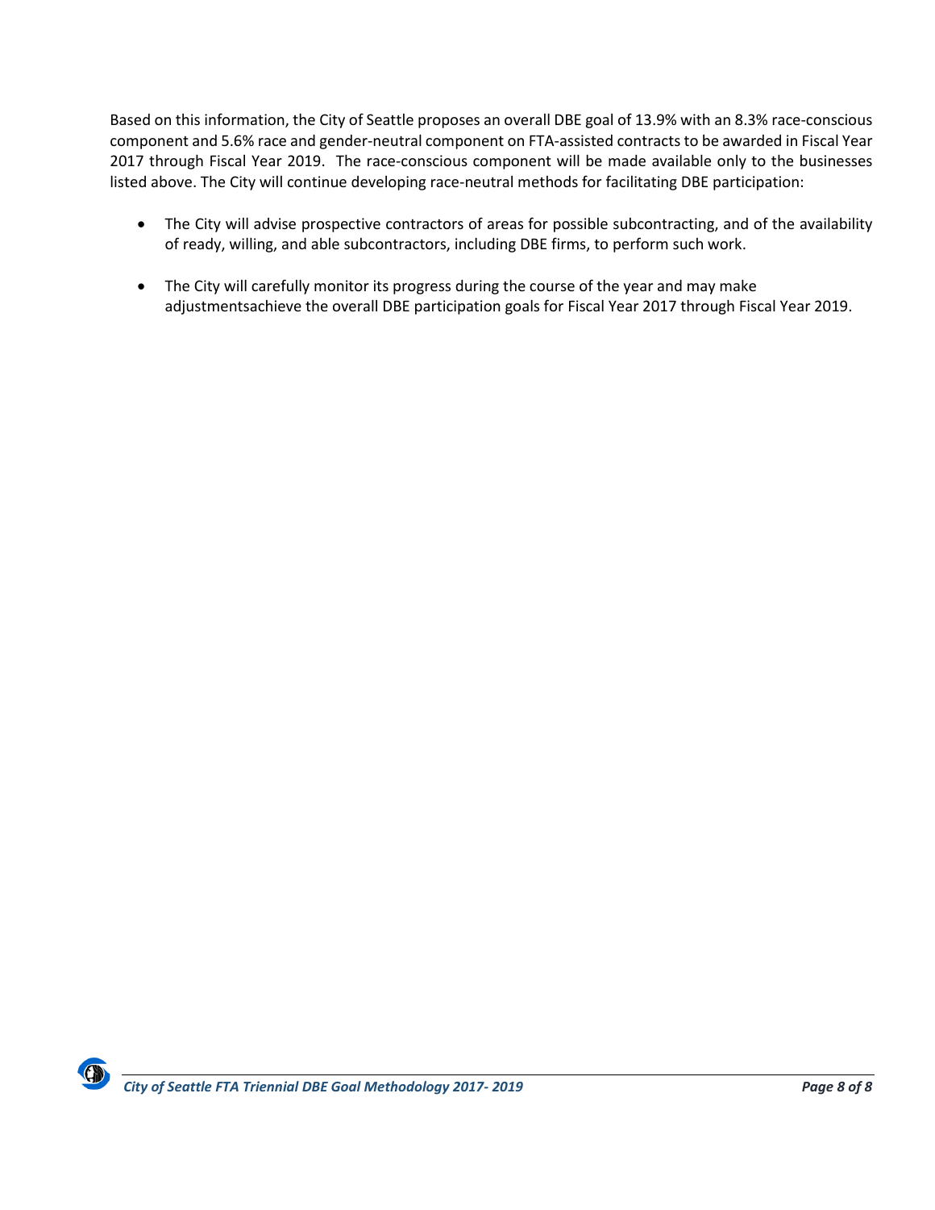Based on this information, the City of Seattle proposes an overall DBE goal of 13.9% with an 8.3% race-conscious component and 5.6% race and gender-neutral component on FTA-assisted contracts to be awarded in Fiscal Year 2017 through Fiscal Year 2019. The race-conscious component will be made available only to the businesses listed above. The City will continue developing race-neutral methods for facilitating DBE participation:

- The City will advise prospective contractors of areas for possible subcontracting, and of the availability of ready, willing, and able subcontractors, including DBE firms, to perform such work.
- The City will carefully monitor its progress during the course of the year and may make adjustmentsachieve the overall DBE participation goals for Fiscal Year 2017 through Fiscal Year 2019.